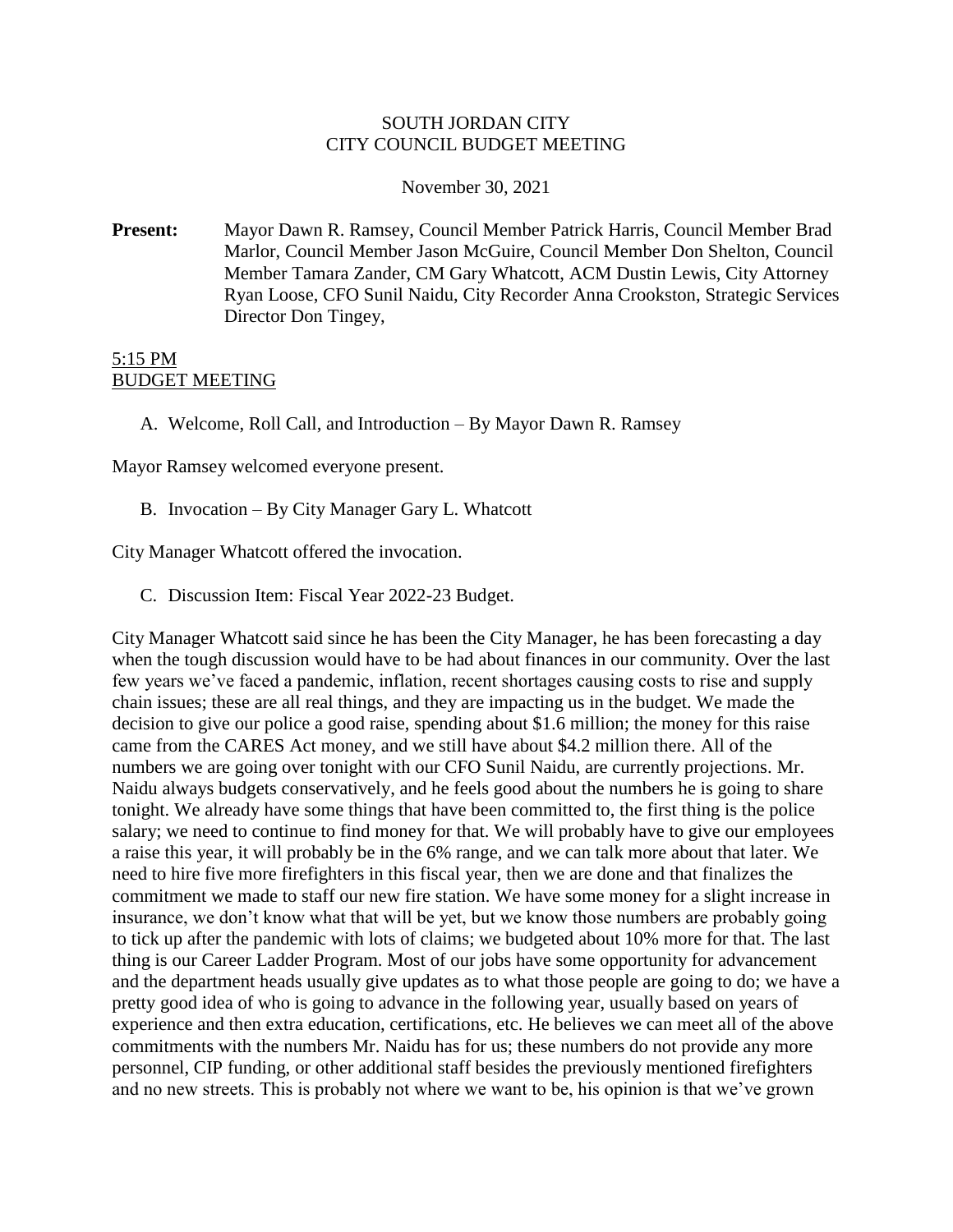SOUTH JORDAN CITY
CITY COUNCIL BUDGET MEETING

November 30, 2021

**Present:** Mayor Dawn R. Ramsey, Council Member Patrick Harris, Council Member Brad Marlor, Council Member Jason McGuire, Council Member Don Shelton, Council Member Tamara Zander, CM Gary Whatcott, ACM Dustin Lewis, City Attorney Ryan Loose, CFO Sunil Naidu, City Recorder Anna Crookston, Strategic Services Director Don Tingey,

5:15 PM
BUDGET MEETING

A. Welcome, Roll Call, and Introduction – By Mayor Dawn R. Ramsey

Mayor Ramsey welcomed everyone present.

B. Invocation – By City Manager Gary L. Whatcott

City Manager Whatcott offered the invocation.

C. Discussion Item: Fiscal Year 2022-23 Budget.

City Manager Whatcott said since he has been the City Manager, he has been forecasting a day when the tough discussion would have to be had about finances in our community. Over the last few years we've faced a pandemic, inflation, recent shortages causing costs to rise and supply chain issues; these are all real things, and they are impacting us in the budget. We made the decision to give our police a good raise, spending about $1.6 million; the money for this raise came from the CARES Act money, and we still have about $4.2 million there. All of the numbers we are going over tonight with our CFO Sunil Naidu, are currently projections. Mr. Naidu always budgets conservatively, and he feels good about the numbers he is going to share tonight. We already have some things that have been committed to, the first thing is the police salary; we need to continue to find money for that. We will probably have to give our employees a raise this year, it will probably be in the 6% range, and we can talk more about that later. We need to hire five more firefighters in this fiscal year, then we are done and that finalizes the commitment we made to staff our new fire station. We have some money for a slight increase in insurance, we don't know what that will be yet, but we know those numbers are probably going to tick up after the pandemic with lots of claims; we budgeted about 10% more for that. The last thing is our Career Ladder Program. Most of our jobs have some opportunity for advancement and the department heads usually give updates as to what those people are going to do; we have a pretty good idea of who is going to advance in the following year, usually based on years of experience and then extra education, certifications, etc. He believes we can meet all of the above commitments with the numbers Mr. Naidu has for us; these numbers do not provide any more personnel, CIP funding, or other additional staff besides the previously mentioned firefighters and no new streets. This is probably not where we want to be, his opinion is that we've grown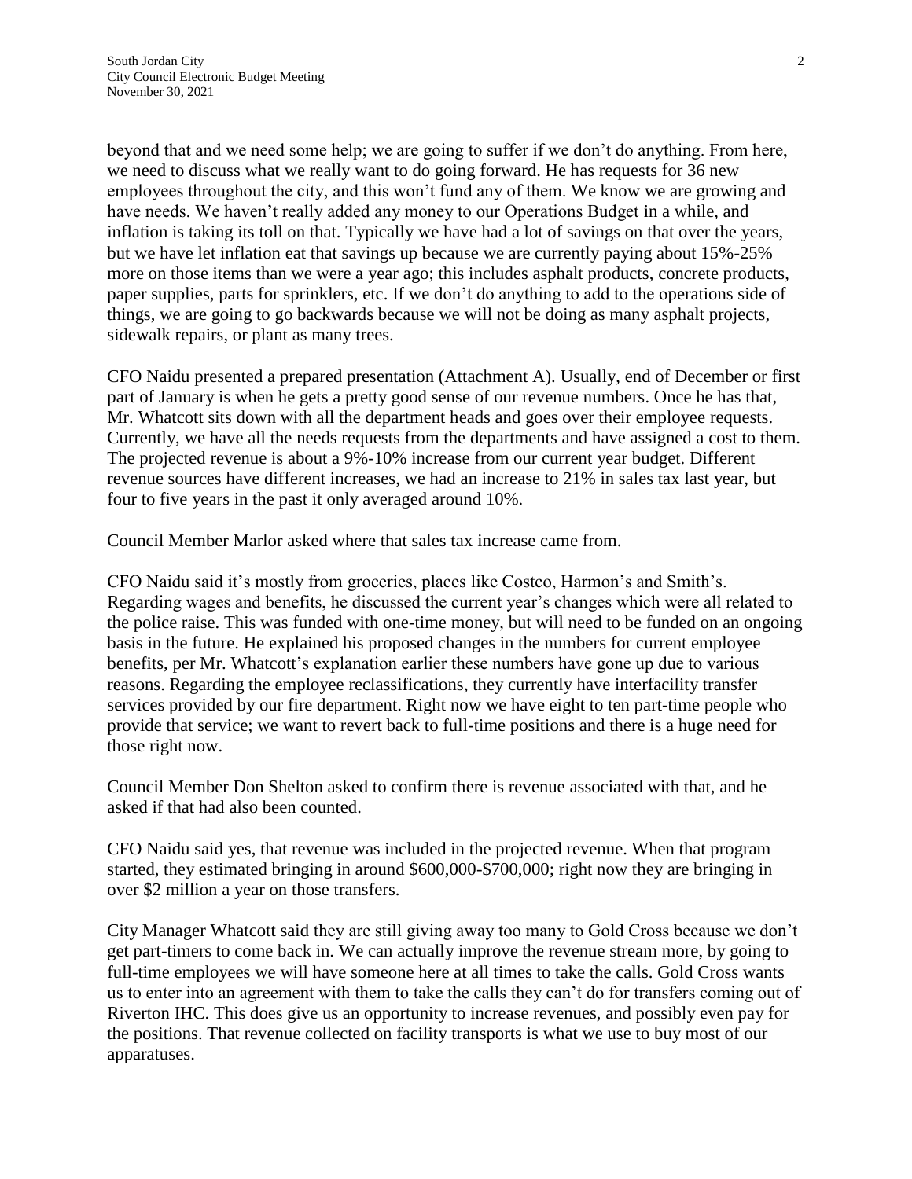beyond that and we need some help; we are going to suffer if we don't do anything. From here, we need to discuss what we really want to do going forward. He has requests for 36 new employees throughout the city, and this won't fund any of them. We know we are growing and have needs. We haven't really added any money to our Operations Budget in a while, and inflation is taking its toll on that. Typically we have had a lot of savings on that over the years, but we have let inflation eat that savings up because we are currently paying about 15%-25% more on those items than we were a year ago; this includes asphalt products, concrete products, paper supplies, parts for sprinklers, etc. If we don't do anything to add to the operations side of things, we are going to go backwards because we will not be doing as many asphalt projects, sidewalk repairs, or plant as many trees.

CFO Naidu presented a prepared presentation (Attachment A). Usually, end of December or first part of January is when he gets a pretty good sense of our revenue numbers. Once he has that, Mr. Whatcott sits down with all the department heads and goes over their employee requests. Currently, we have all the needs requests from the departments and have assigned a cost to them. The projected revenue is about a 9%-10% increase from our current year budget. Different revenue sources have different increases, we had an increase to 21% in sales tax last year, but four to five years in the past it only averaged around 10%.

Council Member Marlor asked where that sales tax increase came from.

CFO Naidu said it's mostly from groceries, places like Costco, Harmon's and Smith's. Regarding wages and benefits, he discussed the current year's changes which were all related to the police raise. This was funded with one-time money, but will need to be funded on an ongoing basis in the future. He explained his proposed changes in the numbers for current employee benefits, per Mr. Whatcott's explanation earlier these numbers have gone up due to various reasons. Regarding the employee reclassifications, they currently have interfacility transfer services provided by our fire department. Right now we have eight to ten part-time people who provide that service; we want to revert back to full-time positions and there is a huge need for those right now.

Council Member Don Shelton asked to confirm there is revenue associated with that, and he asked if that had also been counted.

CFO Naidu said yes, that revenue was included in the projected revenue. When that program started, they estimated bringing in around $600,000-$700,000; right now they are bringing in over $2 million a year on those transfers.

City Manager Whatcott said they are still giving away too many to Gold Cross because we don't get part-timers to come back in. We can actually improve the revenue stream more, by going to full-time employees we will have someone here at all times to take the calls. Gold Cross wants us to enter into an agreement with them to take the calls they can't do for transfers coming out of Riverton IHC. This does give us an opportunity to increase revenues, and possibly even pay for the positions. That revenue collected on facility transports is what we use to buy most of our apparatuses.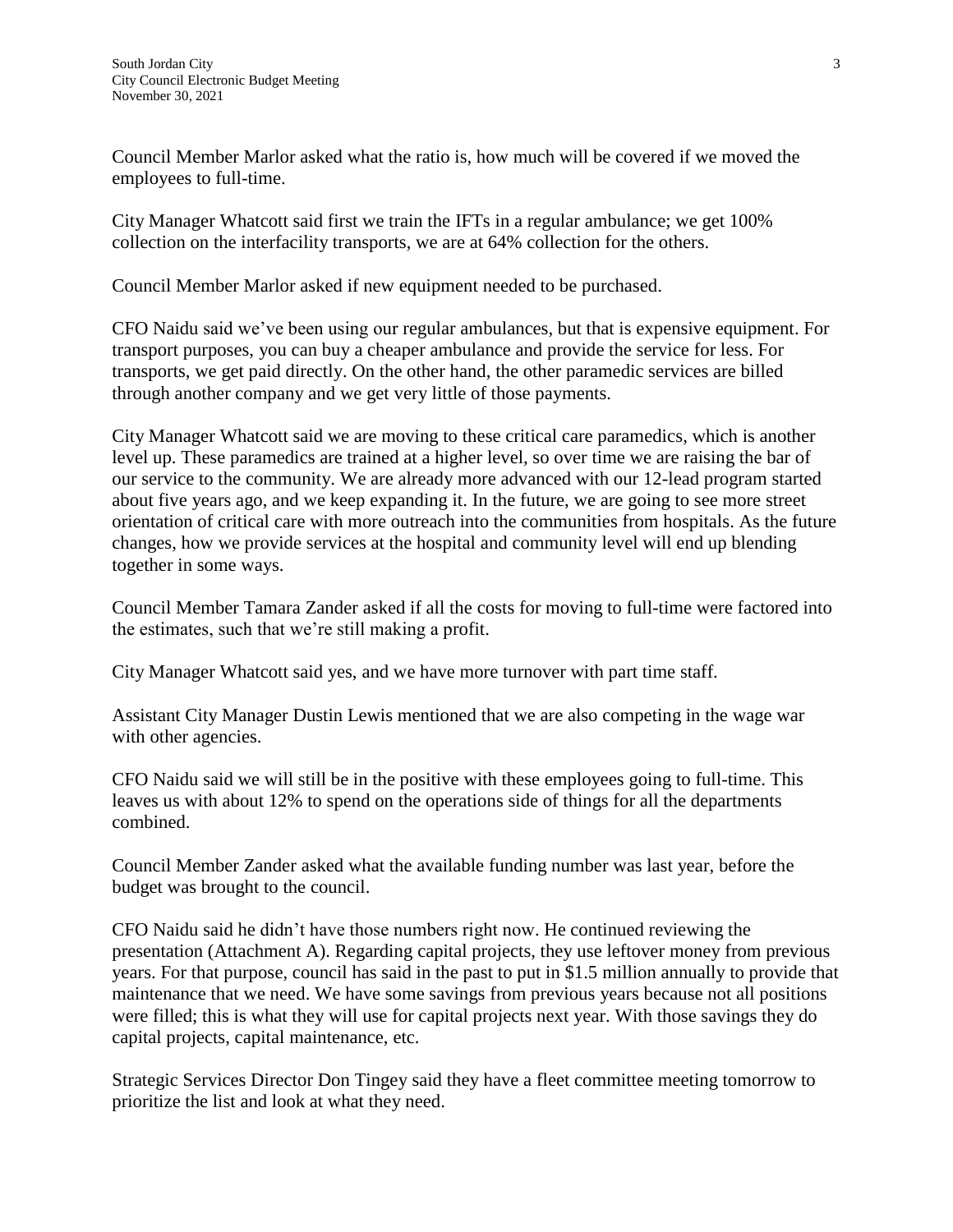Council Member Marlor asked what the ratio is, how much will be covered if we moved the employees to full-time.

City Manager Whatcott said first we train the IFTs in a regular ambulance; we get 100% collection on the interfacility transports, we are at 64% collection for the others.

Council Member Marlor asked if new equipment needed to be purchased.

CFO Naidu said we've been using our regular ambulances, but that is expensive equipment. For transport purposes, you can buy a cheaper ambulance and provide the service for less. For transports, we get paid directly. On the other hand, the other paramedic services are billed through another company and we get very little of those payments.

City Manager Whatcott said we are moving to these critical care paramedics, which is another level up. These paramedics are trained at a higher level, so over time we are raising the bar of our service to the community. We are already more advanced with our 12-lead program started about five years ago, and we keep expanding it. In the future, we are going to see more street orientation of critical care with more outreach into the communities from hospitals. As the future changes, how we provide services at the hospital and community level will end up blending together in some ways.

Council Member Tamara Zander asked if all the costs for moving to full-time were factored into the estimates, such that we're still making a profit.

City Manager Whatcott said yes, and we have more turnover with part time staff.

Assistant City Manager Dustin Lewis mentioned that we are also competing in the wage war with other agencies.

CFO Naidu said we will still be in the positive with these employees going to full-time. This leaves us with about 12% to spend on the operations side of things for all the departments combined.

Council Member Zander asked what the available funding number was last year, before the budget was brought to the council.

CFO Naidu said he didn't have those numbers right now. He continued reviewing the presentation (Attachment A). Regarding capital projects, they use leftover money from previous years. For that purpose, council has said in the past to put in $1.5 million annually to provide that maintenance that we need. We have some savings from previous years because not all positions were filled; this is what they will use for capital projects next year. With those savings they do capital projects, capital maintenance, etc.

Strategic Services Director Don Tingey said they have a fleet committee meeting tomorrow to prioritize the list and look at what they need.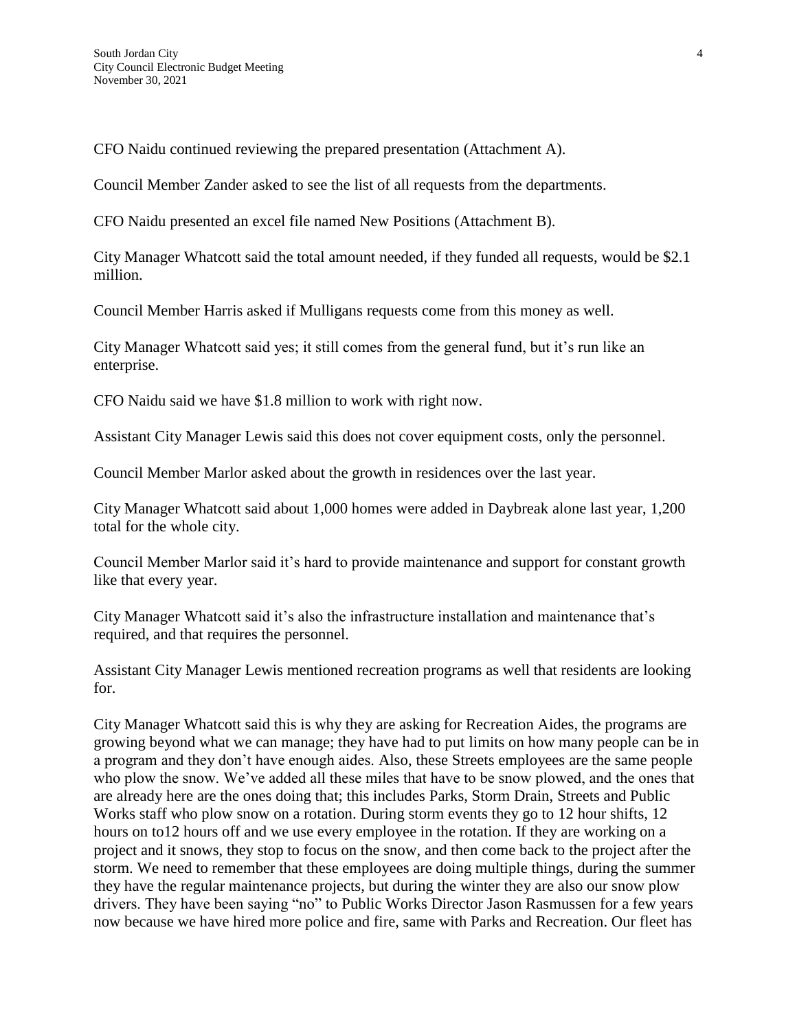CFO Naidu continued reviewing the prepared presentation (Attachment A).

Council Member Zander asked to see the list of all requests from the departments.

CFO Naidu presented an excel file named New Positions (Attachment B).

City Manager Whatcott said the total amount needed, if they funded all requests, would be $2.1 million.

Council Member Harris asked if Mulligans requests come from this money as well.

City Manager Whatcott said yes; it still comes from the general fund, but it's run like an enterprise.

CFO Naidu said we have $1.8 million to work with right now.

Assistant City Manager Lewis said this does not cover equipment costs, only the personnel.

Council Member Marlor asked about the growth in residences over the last year.

City Manager Whatcott said about 1,000 homes were added in Daybreak alone last year, 1,200 total for the whole city.

Council Member Marlor said it's hard to provide maintenance and support for constant growth like that every year.

City Manager Whatcott said it's also the infrastructure installation and maintenance that's required, and that requires the personnel.

Assistant City Manager Lewis mentioned recreation programs as well that residents are looking for.

City Manager Whatcott said this is why they are asking for Recreation Aides, the programs are growing beyond what we can manage; they have had to put limits on how many people can be in a program and they don't have enough aides. Also, these Streets employees are the same people who plow the snow. We've added all these miles that have to be snow plowed, and the ones that are already here are the ones doing that; this includes Parks, Storm Drain, Streets and Public Works staff who plow snow on a rotation. During storm events they go to 12 hour shifts, 12 hours on to12 hours off and we use every employee in the rotation. If they are working on a project and it snows, they stop to focus on the snow, and then come back to the project after the storm. We need to remember that these employees are doing multiple things, during the summer they have the regular maintenance projects, but during the winter they are also our snow plow drivers. They have been saying "no" to Public Works Director Jason Rasmussen for a few years now because we have hired more police and fire, same with Parks and Recreation. Our fleet has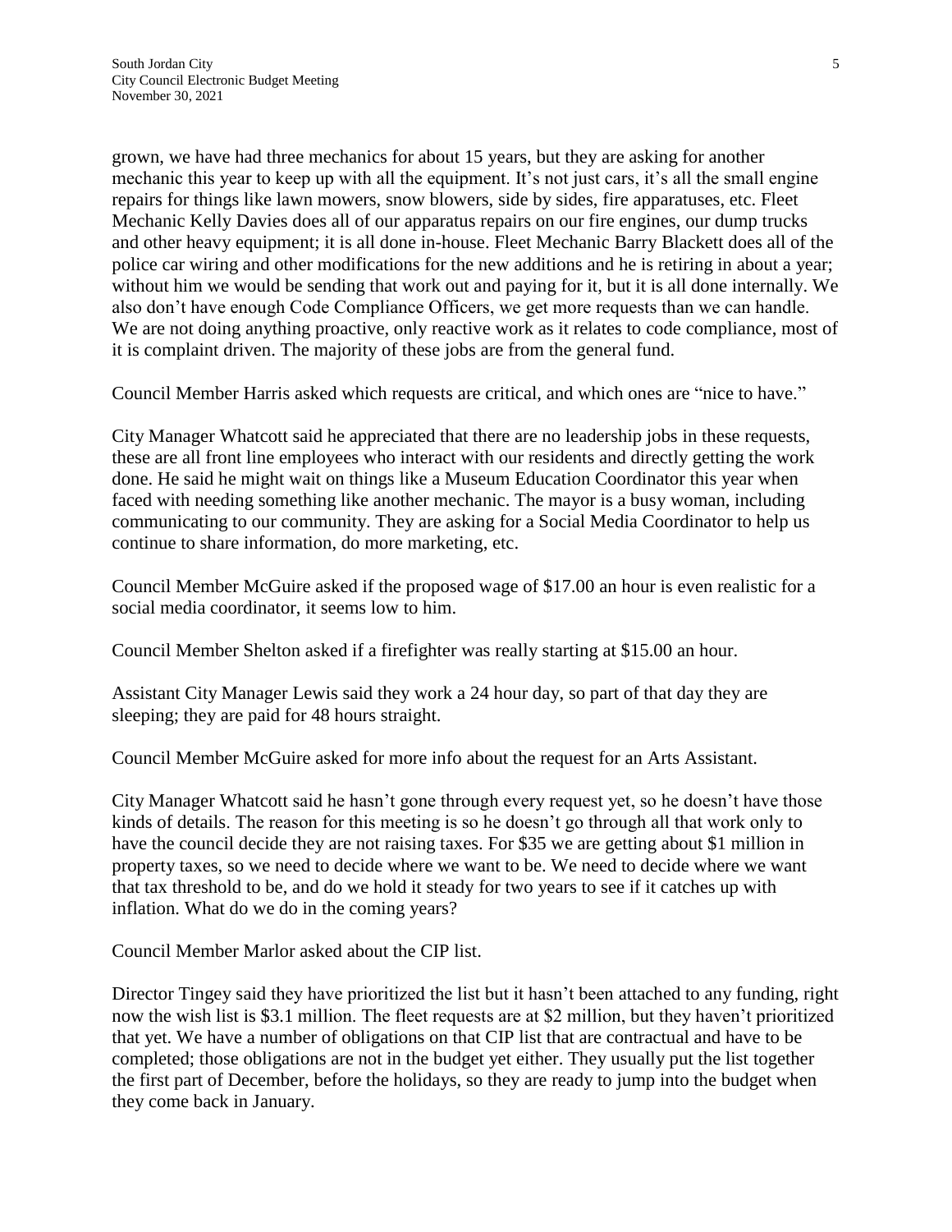grown, we have had three mechanics for about 15 years, but they are asking for another mechanic this year to keep up with all the equipment. It's not just cars, it's all the small engine repairs for things like lawn mowers, snow blowers, side by sides, fire apparatuses, etc. Fleet Mechanic Kelly Davies does all of our apparatus repairs on our fire engines, our dump trucks and other heavy equipment; it is all done in-house. Fleet Mechanic Barry Blackett does all of the police car wiring and other modifications for the new additions and he is retiring in about a year; without him we would be sending that work out and paying for it, but it is all done internally. We also don't have enough Code Compliance Officers, we get more requests than we can handle. We are not doing anything proactive, only reactive work as it relates to code compliance, most of it is complaint driven. The majority of these jobs are from the general fund.

Council Member Harris asked which requests are critical, and which ones are "nice to have."

City Manager Whatcott said he appreciated that there are no leadership jobs in these requests, these are all front line employees who interact with our residents and directly getting the work done. He said he might wait on things like a Museum Education Coordinator this year when faced with needing something like another mechanic. The mayor is a busy woman, including communicating to our community. They are asking for a Social Media Coordinator to help us continue to share information, do more marketing, etc.

Council Member McGuire asked if the proposed wage of $17.00 an hour is even realistic for a social media coordinator, it seems low to him.

Council Member Shelton asked if a firefighter was really starting at $15.00 an hour.

Assistant City Manager Lewis said they work a 24 hour day, so part of that day they are sleeping; they are paid for 48 hours straight.

Council Member McGuire asked for more info about the request for an Arts Assistant.

City Manager Whatcott said he hasn't gone through every request yet, so he doesn't have those kinds of details. The reason for this meeting is so he doesn't go through all that work only to have the council decide they are not raising taxes. For $35 we are getting about $1 million in property taxes, so we need to decide where we want to be. We need to decide where we want that tax threshold to be, and do we hold it steady for two years to see if it catches up with inflation. What do we do in the coming years?

Council Member Marlor asked about the CIP list.

Director Tingey said they have prioritized the list but it hasn't been attached to any funding, right now the wish list is $3.1 million. The fleet requests are at $2 million, but they haven't prioritized that yet. We have a number of obligations on that CIP list that are contractual and have to be completed; those obligations are not in the budget yet either. They usually put the list together the first part of December, before the holidays, so they are ready to jump into the budget when they come back in January.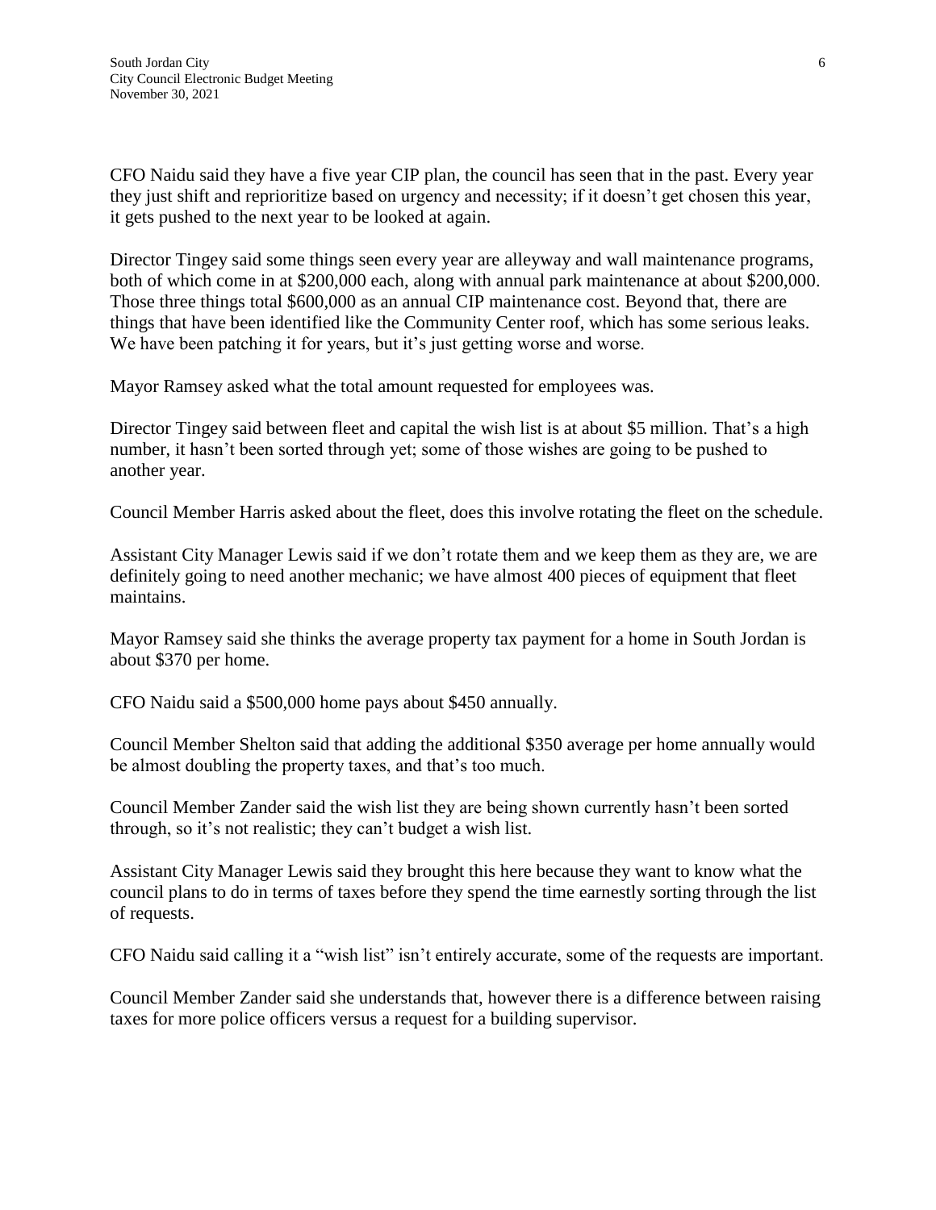CFO Naidu said they have a five year CIP plan, the council has seen that in the past. Every year they just shift and reprioritize based on urgency and necessity; if it doesn't get chosen this year, it gets pushed to the next year to be looked at again.

Director Tingey said some things seen every year are alleyway and wall maintenance programs, both of which come in at $200,000 each, along with annual park maintenance at about $200,000. Those three things total $600,000 as an annual CIP maintenance cost. Beyond that, there are things that have been identified like the Community Center roof, which has some serious leaks. We have been patching it for years, but it's just getting worse and worse.

Mayor Ramsey asked what the total amount requested for employees was.

Director Tingey said between fleet and capital the wish list is at about $5 million. That's a high number, it hasn't been sorted through yet; some of those wishes are going to be pushed to another year.

Council Member Harris asked about the fleet, does this involve rotating the fleet on the schedule.

Assistant City Manager Lewis said if we don't rotate them and we keep them as they are, we are definitely going to need another mechanic; we have almost 400 pieces of equipment that fleet maintains.

Mayor Ramsey said she thinks the average property tax payment for a home in South Jordan is about $370 per home.

CFO Naidu said a $500,000 home pays about $450 annually.

Council Member Shelton said that adding the additional $350 average per home annually would be almost doubling the property taxes, and that's too much.

Council Member Zander said the wish list they are being shown currently hasn't been sorted through, so it's not realistic; they can't budget a wish list.

Assistant City Manager Lewis said they brought this here because they want to know what the council plans to do in terms of taxes before they spend the time earnestly sorting through the list of requests.

CFO Naidu said calling it a "wish list" isn't entirely accurate, some of the requests are important.

Council Member Zander said she understands that, however there is a difference between raising taxes for more police officers versus a request for a building supervisor.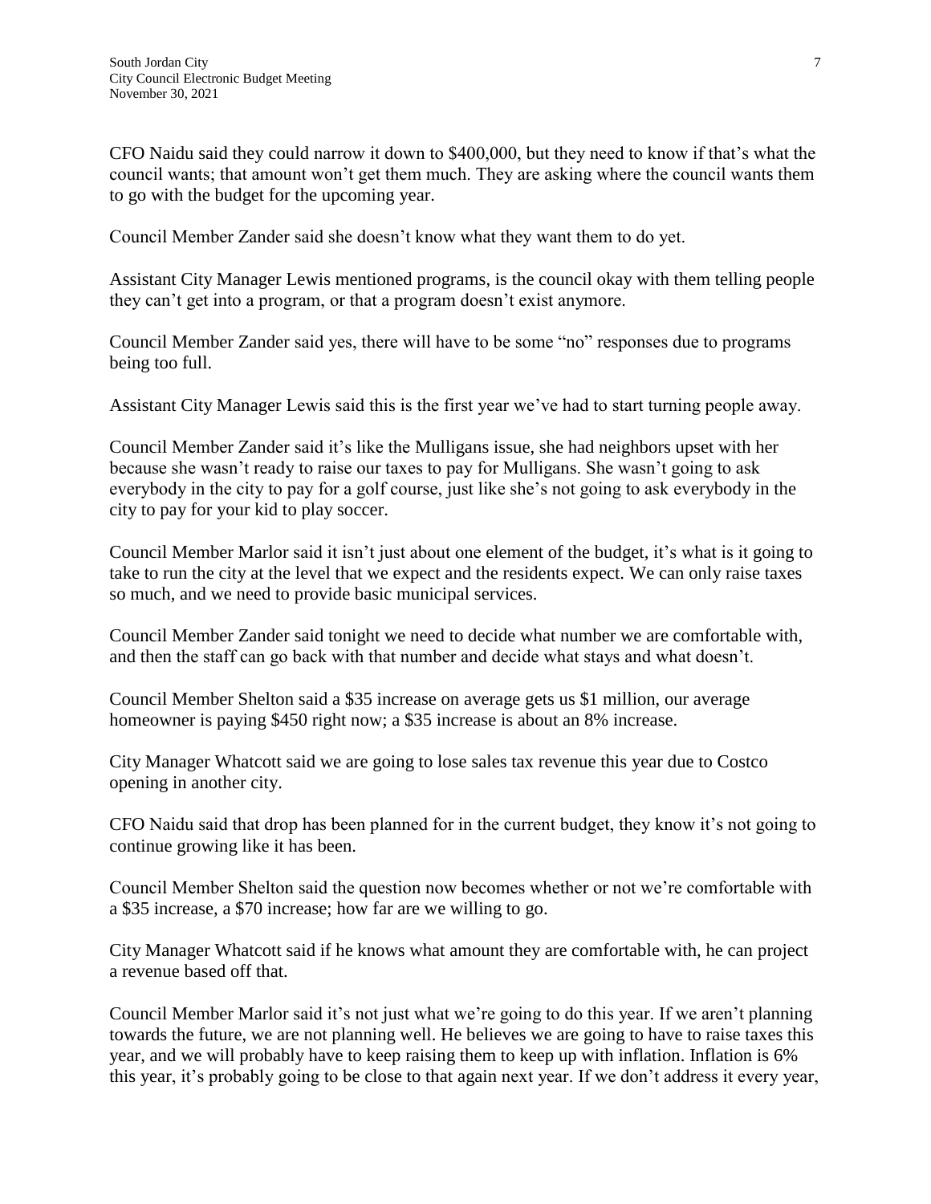CFO Naidu said they could narrow it down to $400,000, but they need to know if that's what the council wants; that amount won't get them much. They are asking where the council wants them to go with the budget for the upcoming year.

Council Member Zander said she doesn't know what they want them to do yet.

Assistant City Manager Lewis mentioned programs, is the council okay with them telling people they can't get into a program, or that a program doesn't exist anymore.

Council Member Zander said yes, there will have to be some "no" responses due to programs being too full.

Assistant City Manager Lewis said this is the first year we've had to start turning people away.

Council Member Zander said it's like the Mulligans issue, she had neighbors upset with her because she wasn't ready to raise our taxes to pay for Mulligans. She wasn't going to ask everybody in the city to pay for a golf course, just like she's not going to ask everybody in the city to pay for your kid to play soccer.

Council Member Marlor said it isn't just about one element of the budget, it's what is it going to take to run the city at the level that we expect and the residents expect. We can only raise taxes so much, and we need to provide basic municipal services.

Council Member Zander said tonight we need to decide what number we are comfortable with, and then the staff can go back with that number and decide what stays and what doesn't.

Council Member Shelton said a $35 increase on average gets us $1 million, our average homeowner is paying $450 right now; a $35 increase is about an 8% increase.

City Manager Whatcott said we are going to lose sales tax revenue this year due to Costco opening in another city.

CFO Naidu said that drop has been planned for in the current budget, they know it's not going to continue growing like it has been.

Council Member Shelton said the question now becomes whether or not we're comfortable with a $35 increase, a $70 increase; how far are we willing to go.

City Manager Whatcott said if he knows what amount they are comfortable with, he can project a revenue based off that.

Council Member Marlor said it's not just what we're going to do this year. If we aren't planning towards the future, we are not planning well. He believes we are going to have to raise taxes this year, and we will probably have to keep raising them to keep up with inflation. Inflation is 6% this year, it's probably going to be close to that again next year. If we don't address it every year,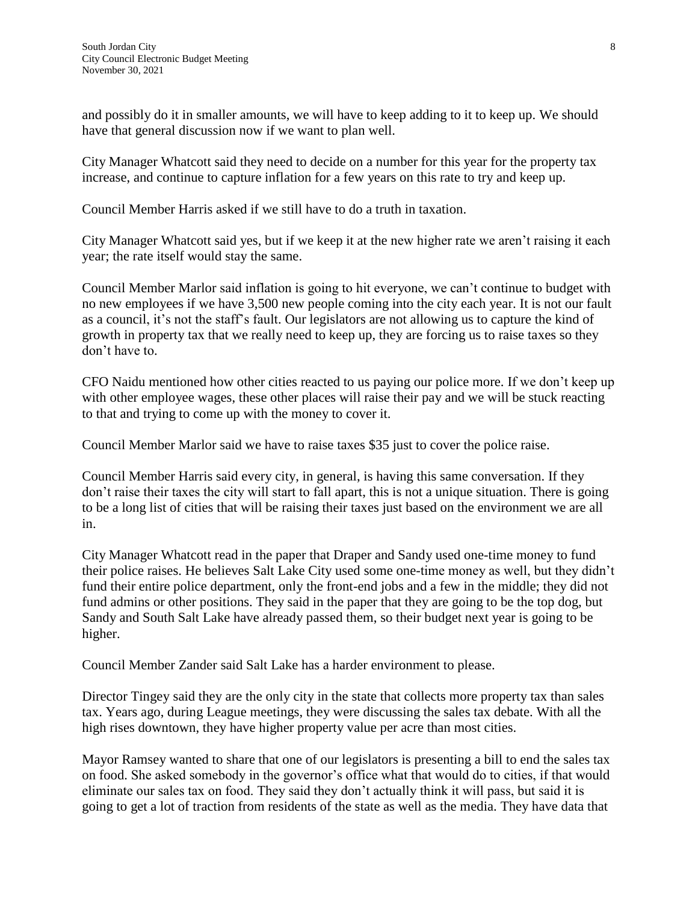and possibly do it in smaller amounts, we will have to keep adding to it to keep up. We should have that general discussion now if we want to plan well.

City Manager Whatcott said they need to decide on a number for this year for the property tax increase, and continue to capture inflation for a few years on this rate to try and keep up.

Council Member Harris asked if we still have to do a truth in taxation.

City Manager Whatcott said yes, but if we keep it at the new higher rate we aren't raising it each year; the rate itself would stay the same.

Council Member Marlor said inflation is going to hit everyone, we can't continue to budget with no new employees if we have 3,500 new people coming into the city each year. It is not our fault as a council, it's not the staff's fault. Our legislators are not allowing us to capture the kind of growth in property tax that we really need to keep up, they are forcing us to raise taxes so they don't have to.

CFO Naidu mentioned how other cities reacted to us paying our police more. If we don't keep up with other employee wages, these other places will raise their pay and we will be stuck reacting to that and trying to come up with the money to cover it.

Council Member Marlor said we have to raise taxes $35 just to cover the police raise.

Council Member Harris said every city, in general, is having this same conversation. If they don't raise their taxes the city will start to fall apart, this is not a unique situation. There is going to be a long list of cities that will be raising their taxes just based on the environment we are all in.

City Manager Whatcott read in the paper that Draper and Sandy used one-time money to fund their police raises. He believes Salt Lake City used some one-time money as well, but they didn't fund their entire police department, only the front-end jobs and a few in the middle; they did not fund admins or other positions. They said in the paper that they are going to be the top dog, but Sandy and South Salt Lake have already passed them, so their budget next year is going to be higher.

Council Member Zander said Salt Lake has a harder environment to please.

Director Tingey said they are the only city in the state that collects more property tax than sales tax. Years ago, during League meetings, they were discussing the sales tax debate. With all the high rises downtown, they have higher property value per acre than most cities.

Mayor Ramsey wanted to share that one of our legislators is presenting a bill to end the sales tax on food. She asked somebody in the governor's office what that would do to cities, if that would eliminate our sales tax on food. They said they don't actually think it will pass, but said it is going to get a lot of traction from residents of the state as well as the media. They have data that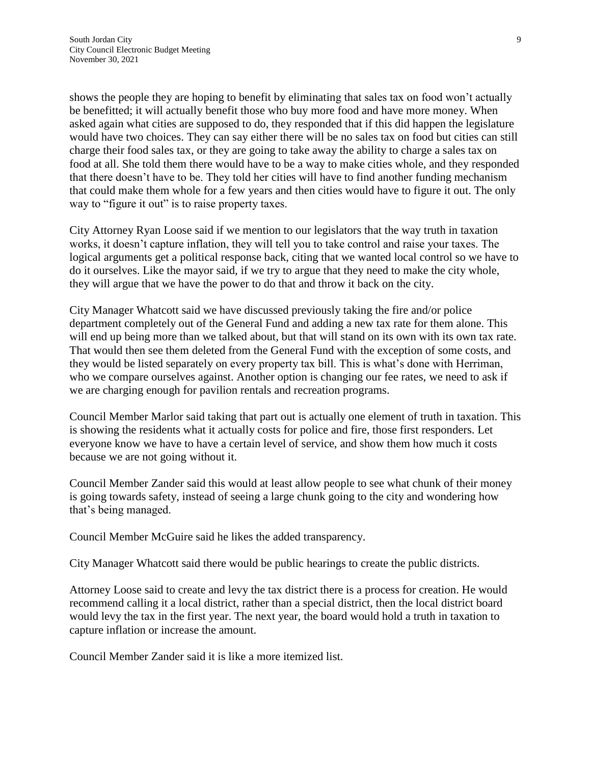shows the people they are hoping to benefit by eliminating that sales tax on food won't actually be benefitted; it will actually benefit those who buy more food and have more money. When asked again what cities are supposed to do, they responded that if this did happen the legislature would have two choices. They can say either there will be no sales tax on food but cities can still charge their food sales tax, or they are going to take away the ability to charge a sales tax on food at all. She told them there would have to be a way to make cities whole, and they responded that there doesn't have to be. They told her cities will have to find another funding mechanism that could make them whole for a few years and then cities would have to figure it out. The only way to "figure it out" is to raise property taxes.

City Attorney Ryan Loose said if we mention to our legislators that the way truth in taxation works, it doesn't capture inflation, they will tell you to take control and raise your taxes. The logical arguments get a political response back, citing that we wanted local control so we have to do it ourselves. Like the mayor said, if we try to argue that they need to make the city whole, they will argue that we have the power to do that and throw it back on the city.

City Manager Whatcott said we have discussed previously taking the fire and/or police department completely out of the General Fund and adding a new tax rate for them alone. This will end up being more than we talked about, but that will stand on its own with its own tax rate. That would then see them deleted from the General Fund with the exception of some costs, and they would be listed separately on every property tax bill. This is what's done with Herriman, who we compare ourselves against. Another option is changing our fee rates, we need to ask if we are charging enough for pavilion rentals and recreation programs.

Council Member Marlor said taking that part out is actually one element of truth in taxation. This is showing the residents what it actually costs for police and fire, those first responders. Let everyone know we have to have a certain level of service, and show them how much it costs because we are not going without it.

Council Member Zander said this would at least allow people to see what chunk of their money is going towards safety, instead of seeing a large chunk going to the city and wondering how that's being managed.

Council Member McGuire said he likes the added transparency.

City Manager Whatcott said there would be public hearings to create the public districts.

Attorney Loose said to create and levy the tax district there is a process for creation. He would recommend calling it a local district, rather than a special district, then the local district board would levy the tax in the first year. The next year, the board would hold a truth in taxation to capture inflation or increase the amount.

Council Member Zander said it is like a more itemized list.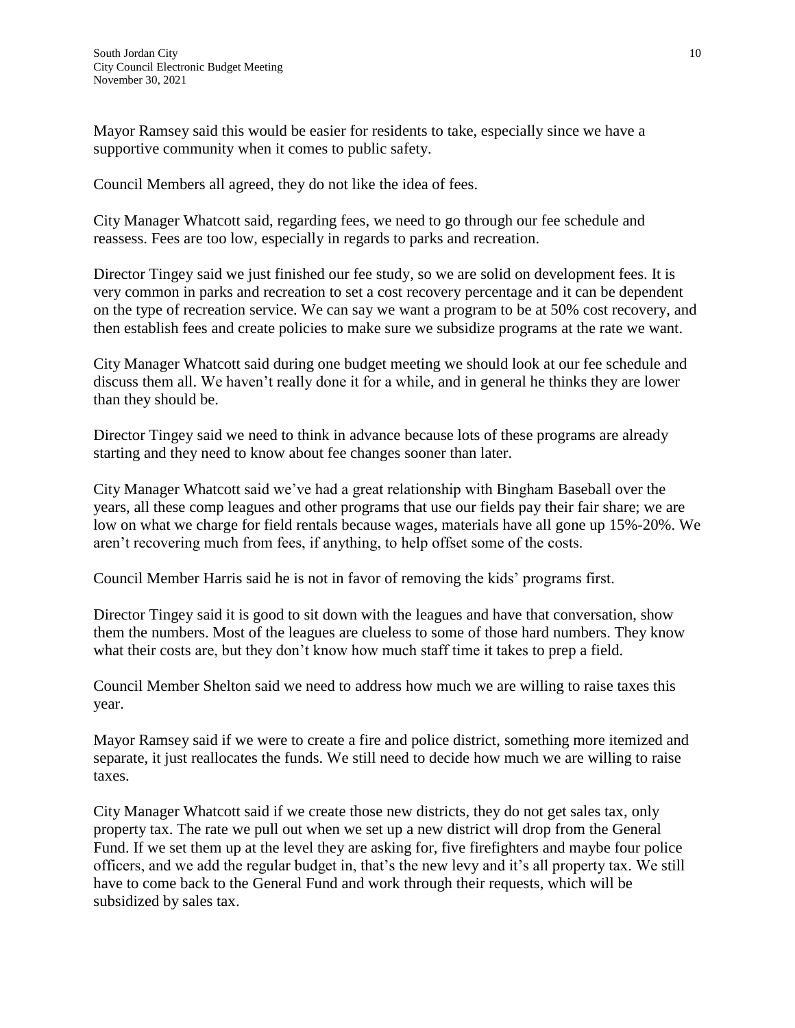Mayor Ramsey said this would be easier for residents to take, especially since we have a supportive community when it comes to public safety.

Council Members all agreed, they do not like the idea of fees.

City Manager Whatcott said, regarding fees, we need to go through our fee schedule and reassess. Fees are too low, especially in regards to parks and recreation.

Director Tingey said we just finished our fee study, so we are solid on development fees. It is very common in parks and recreation to set a cost recovery percentage and it can be dependent on the type of recreation service. We can say we want a program to be at 50% cost recovery, and then establish fees and create policies to make sure we subsidize programs at the rate we want.

City Manager Whatcott said during one budget meeting we should look at our fee schedule and discuss them all. We haven't really done it for a while, and in general he thinks they are lower than they should be.

Director Tingey said we need to think in advance because lots of these programs are already starting and they need to know about fee changes sooner than later.

City Manager Whatcott said we've had a great relationship with Bingham Baseball over the years, all these comp leagues and other programs that use our fields pay their fair share; we are low on what we charge for field rentals because wages, materials have all gone up 15%-20%. We aren't recovering much from fees, if anything, to help offset some of the costs.

Council Member Harris said he is not in favor of removing the kids' programs first.

Director Tingey said it is good to sit down with the leagues and have that conversation, show them the numbers. Most of the leagues are clueless to some of those hard numbers. They know what their costs are, but they don't know how much staff time it takes to prep a field.

Council Member Shelton said we need to address how much we are willing to raise taxes this year.

Mayor Ramsey said if we were to create a fire and police district, something more itemized and separate, it just reallocates the funds. We still need to decide how much we are willing to raise taxes.

City Manager Whatcott said if we create those new districts, they do not get sales tax, only property tax. The rate we pull out when we set up a new district will drop from the General Fund. If we set them up at the level they are asking for, five firefighters and maybe four police officers, and we add the regular budget in, that's the new levy and it's all property tax. We still have to come back to the General Fund and work through their requests, which will be subsidized by sales tax.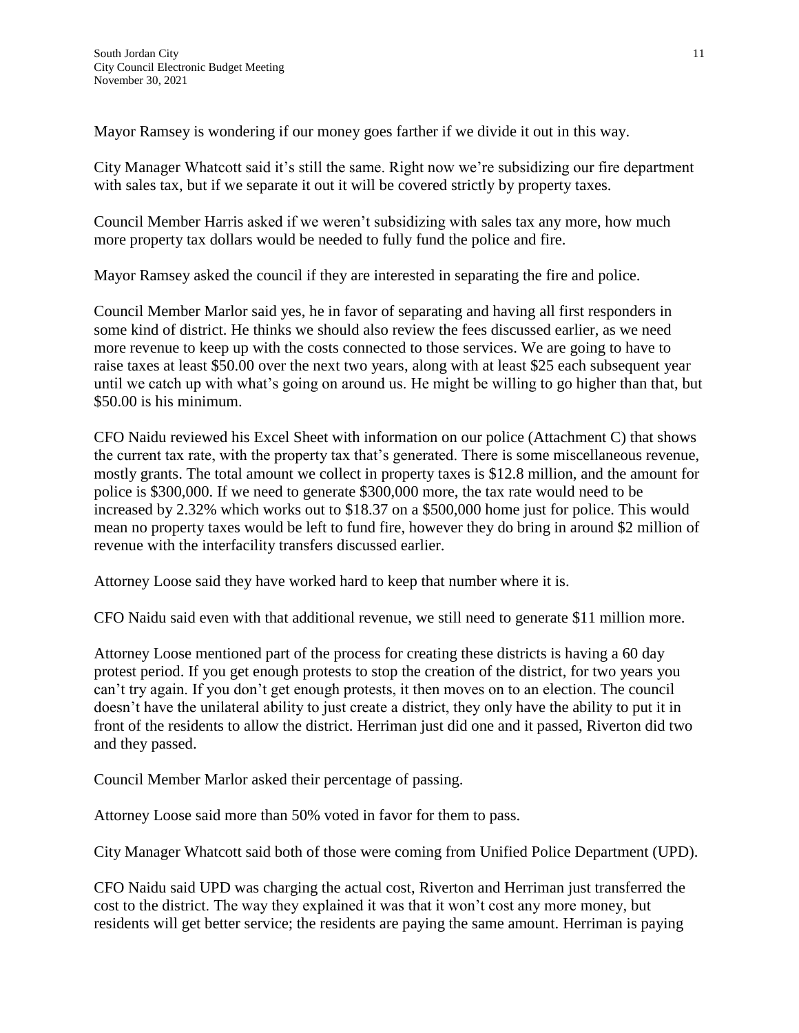Mayor Ramsey is wondering if our money goes farther if we divide it out in this way.

City Manager Whatcott said it's still the same. Right now we're subsidizing our fire department with sales tax, but if we separate it out it will be covered strictly by property taxes.

Council Member Harris asked if we weren't subsidizing with sales tax any more, how much more property tax dollars would be needed to fully fund the police and fire.

Mayor Ramsey asked the council if they are interested in separating the fire and police.

Council Member Marlor said yes, he in favor of separating and having all first responders in some kind of district. He thinks we should also review the fees discussed earlier, as we need more revenue to keep up with the costs connected to those services. We are going to have to raise taxes at least $50.00 over the next two years, along with at least $25 each subsequent year until we catch up with what's going on around us. He might be willing to go higher than that, but $50.00 is his minimum.

CFO Naidu reviewed his Excel Sheet with information on our police (Attachment C) that shows the current tax rate, with the property tax that's generated. There is some miscellaneous revenue, mostly grants. The total amount we collect in property taxes is $12.8 million, and the amount for police is $300,000. If we need to generate $300,000 more, the tax rate would need to be increased by 2.32% which works out to $18.37 on a $500,000 home just for police. This would mean no property taxes would be left to fund fire, however they do bring in around $2 million of revenue with the interfacility transfers discussed earlier.

Attorney Loose said they have worked hard to keep that number where it is.

CFO Naidu said even with that additional revenue, we still need to generate $11 million more.

Attorney Loose mentioned part of the process for creating these districts is having a 60 day protest period. If you get enough protests to stop the creation of the district, for two years you can't try again. If you don't get enough protests, it then moves on to an election. The council doesn't have the unilateral ability to just create a district, they only have the ability to put it in front of the residents to allow the district. Herriman just did one and it passed, Riverton did two and they passed.

Council Member Marlor asked their percentage of passing.

Attorney Loose said more than 50% voted in favor for them to pass.

City Manager Whatcott said both of those were coming from Unified Police Department (UPD).

CFO Naidu said UPD was charging the actual cost, Riverton and Herriman just transferred the cost to the district. The way they explained it was that it won't cost any more money, but residents will get better service; the residents are paying the same amount. Herriman is paying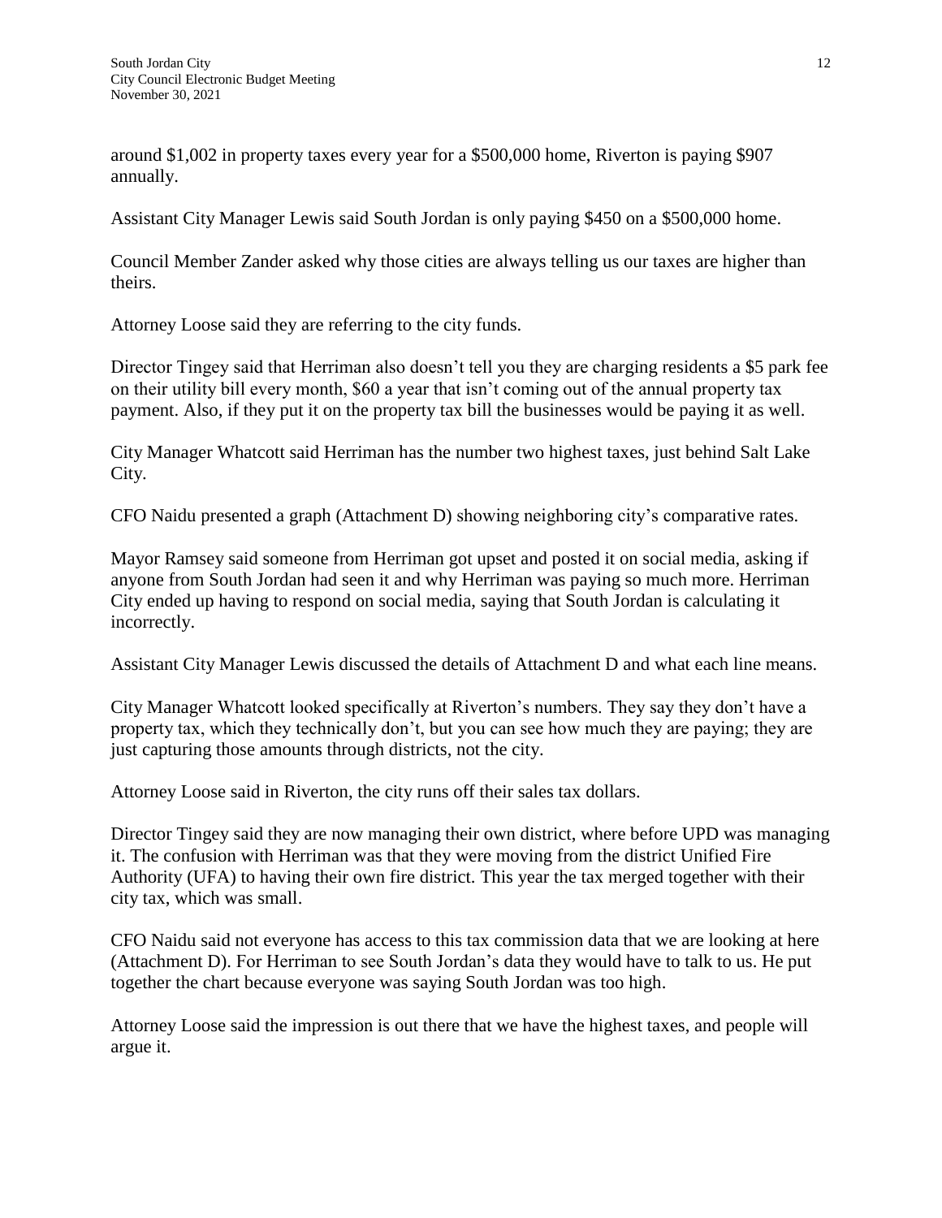around $1,002 in property taxes every year for a $500,000 home, Riverton is paying $907 annually.

Assistant City Manager Lewis said South Jordan is only paying $450 on a $500,000 home.

Council Member Zander asked why those cities are always telling us our taxes are higher than theirs.

Attorney Loose said they are referring to the city funds.

Director Tingey said that Herriman also doesn't tell you they are charging residents a $5 park fee on their utility bill every month, $60 a year that isn't coming out of the annual property tax payment. Also, if they put it on the property tax bill the businesses would be paying it as well.

City Manager Whatcott said Herriman has the number two highest taxes, just behind Salt Lake City.

CFO Naidu presented a graph (Attachment D) showing neighboring city's comparative rates.

Mayor Ramsey said someone from Herriman got upset and posted it on social media, asking if anyone from South Jordan had seen it and why Herriman was paying so much more. Herriman City ended up having to respond on social media, saying that South Jordan is calculating it incorrectly.

Assistant City Manager Lewis discussed the details of Attachment D and what each line means.

City Manager Whatcott looked specifically at Riverton's numbers. They say they don't have a property tax, which they technically don't, but you can see how much they are paying; they are just capturing those amounts through districts, not the city.

Attorney Loose said in Riverton, the city runs off their sales tax dollars.

Director Tingey said they are now managing their own district, where before UPD was managing it. The confusion with Herriman was that they were moving from the district Unified Fire Authority (UFA) to having their own fire district. This year the tax merged together with their city tax, which was small.

CFO Naidu said not everyone has access to this tax commission data that we are looking at here (Attachment D). For Herriman to see South Jordan's data they would have to talk to us. He put together the chart because everyone was saying South Jordan was too high.

Attorney Loose said the impression is out there that we have the highest taxes, and people will argue it.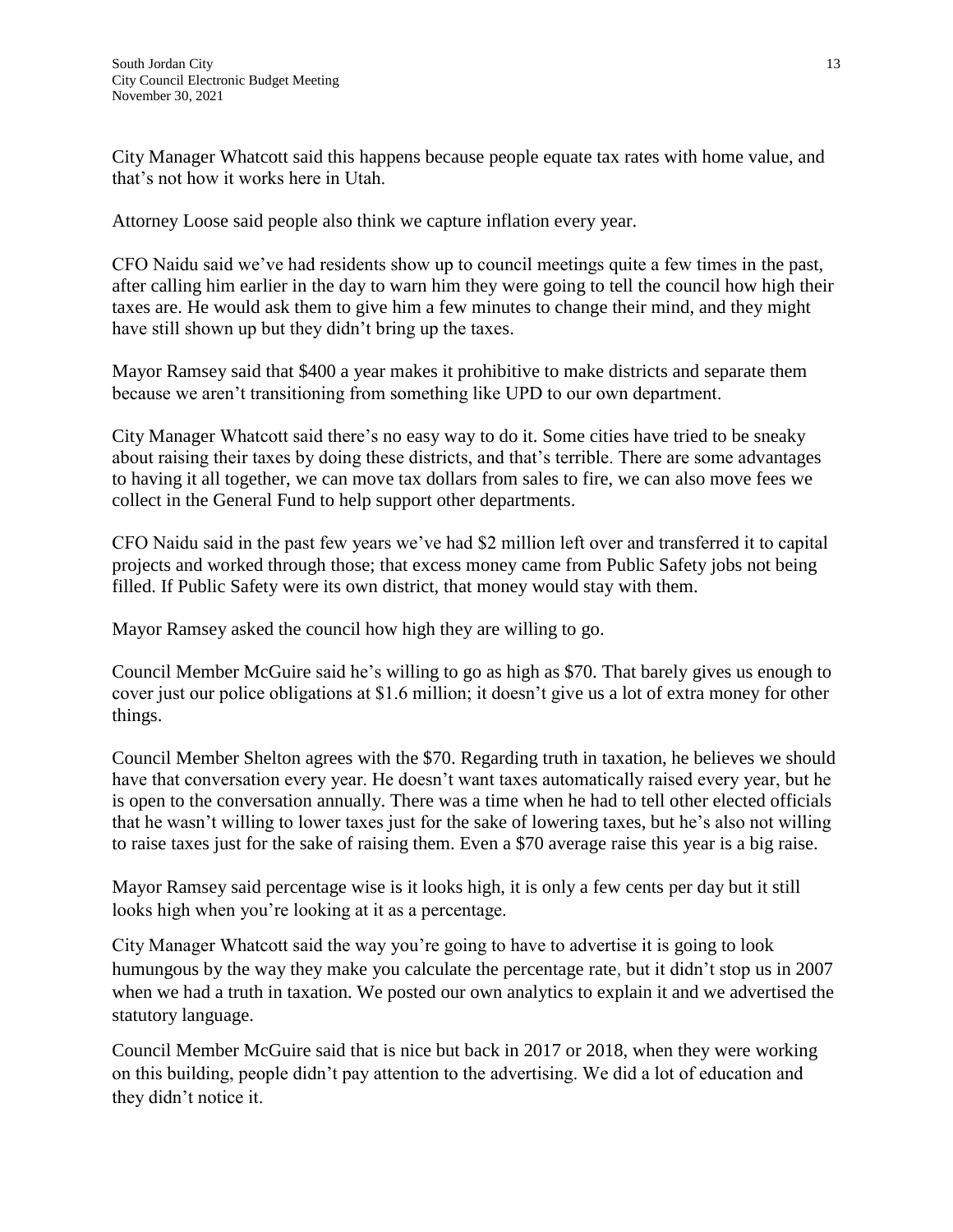City Manager Whatcott said this happens because people equate tax rates with home value, and that's not how it works here in Utah.

Attorney Loose said people also think we capture inflation every year.

CFO Naidu said we've had residents show up to council meetings quite a few times in the past, after calling him earlier in the day to warn him they were going to tell the council how high their taxes are. He would ask them to give him a few minutes to change their mind, and they might have still shown up but they didn't bring up the taxes.

Mayor Ramsey said that $400 a year makes it prohibitive to make districts and separate them because we aren't transitioning from something like UPD to our own department.

City Manager Whatcott said there's no easy way to do it. Some cities have tried to be sneaky about raising their taxes by doing these districts, and that's terrible. There are some advantages to having it all together, we can move tax dollars from sales to fire, we can also move fees we collect in the General Fund to help support other departments.

CFO Naidu said in the past few years we've had $2 million left over and transferred it to capital projects and worked through those; that excess money came from Public Safety jobs not being filled. If Public Safety were its own district, that money would stay with them.

Mayor Ramsey asked the council how high they are willing to go.

Council Member McGuire said he's willing to go as high as $70. That barely gives us enough to cover just our police obligations at $1.6 million; it doesn't give us a lot of extra money for other things.

Council Member Shelton agrees with the $70. Regarding truth in taxation, he believes we should have that conversation every year. He doesn't want taxes automatically raised every year, but he is open to the conversation annually. There was a time when he had to tell other elected officials that he wasn't willing to lower taxes just for the sake of lowering taxes, but he's also not willing to raise taxes just for the sake of raising them. Even a $70 average raise this year is a big raise.

Mayor Ramsey said percentage wise is it looks high, it is only a few cents per day but it still looks high when you're looking at it as a percentage.

City Manager Whatcott said the way you're going to have to advertise it is going to look humungous by the way they make you calculate the percentage rate, but it didn't stop us in 2007 when we had a truth in taxation. We posted our own analytics to explain it and we advertised the statutory language.

Council Member McGuire said that is nice but back in 2017 or 2018, when they were working on this building, people didn't pay attention to the advertising. We did a lot of education and they didn't notice it.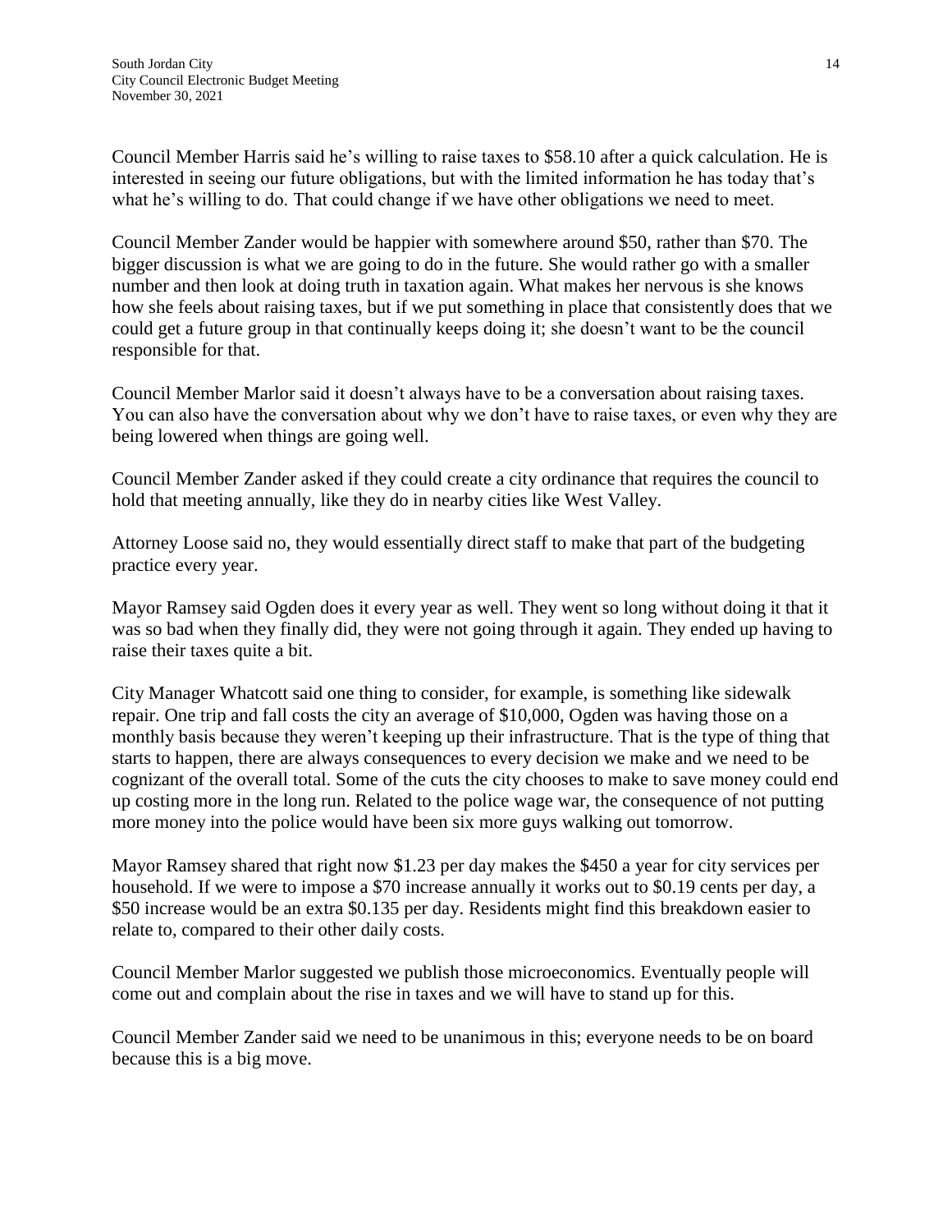Council Member Harris said he's willing to raise taxes to $58.10 after a quick calculation. He is interested in seeing our future obligations, but with the limited information he has today that's what he's willing to do. That could change if we have other obligations we need to meet.

Council Member Zander would be happier with somewhere around $50, rather than $70. The bigger discussion is what we are going to do in the future. She would rather go with a smaller number and then look at doing truth in taxation again. What makes her nervous is she knows how she feels about raising taxes, but if we put something in place that consistently does that we could get a future group in that continually keeps doing it; she doesn't want to be the council responsible for that.

Council Member Marlor said it doesn't always have to be a conversation about raising taxes. You can also have the conversation about why we don't have to raise taxes, or even why they are being lowered when things are going well.

Council Member Zander asked if they could create a city ordinance that requires the council to hold that meeting annually, like they do in nearby cities like West Valley.

Attorney Loose said no, they would essentially direct staff to make that part of the budgeting practice every year.

Mayor Ramsey said Ogden does it every year as well. They went so long without doing it that it was so bad when they finally did, they were not going through it again. They ended up having to raise their taxes quite a bit.

City Manager Whatcott said one thing to consider, for example, is something like sidewalk repair. One trip and fall costs the city an average of $10,000, Ogden was having those on a monthly basis because they weren't keeping up their infrastructure. That is the type of thing that starts to happen, there are always consequences to every decision we make and we need to be cognizant of the overall total. Some of the cuts the city chooses to make to save money could end up costing more in the long run. Related to the police wage war, the consequence of not putting more money into the police would have been six more guys walking out tomorrow.

Mayor Ramsey shared that right now $1.23 per day makes the $450 a year for city services per household. If we were to impose a $70 increase annually it works out to $0.19 cents per day, a $50 increase would be an extra $0.135 per day. Residents might find this breakdown easier to relate to, compared to their other daily costs.

Council Member Marlor suggested we publish those microeconomics. Eventually people will come out and complain about the rise in taxes and we will have to stand up for this.

Council Member Zander said we need to be unanimous in this; everyone needs to be on board because this is a big move.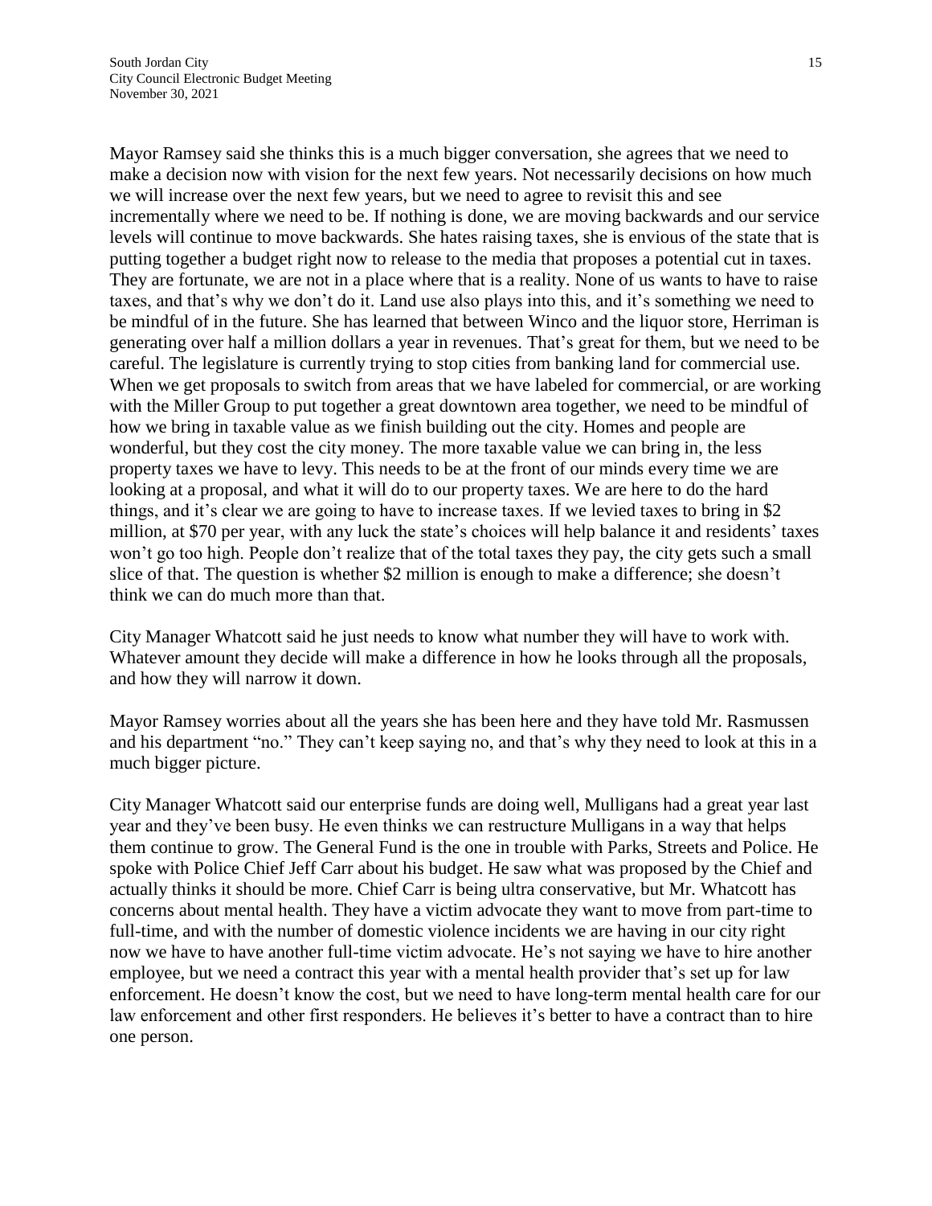Mayor Ramsey said she thinks this is a much bigger conversation, she agrees that we need to make a decision now with vision for the next few years. Not necessarily decisions on how much we will increase over the next few years, but we need to agree to revisit this and see incrementally where we need to be. If nothing is done, we are moving backwards and our service levels will continue to move backwards. She hates raising taxes, she is envious of the state that is putting together a budget right now to release to the media that proposes a potential cut in taxes. They are fortunate, we are not in a place where that is a reality. None of us wants to have to raise taxes, and that's why we don't do it. Land use also plays into this, and it's something we need to be mindful of in the future. She has learned that between Winco and the liquor store, Herriman is generating over half a million dollars a year in revenues. That's great for them, but we need to be careful. The legislature is currently trying to stop cities from banking land for commercial use. When we get proposals to switch from areas that we have labeled for commercial, or are working with the Miller Group to put together a great downtown area together, we need to be mindful of how we bring in taxable value as we finish building out the city. Homes and people are wonderful, but they cost the city money. The more taxable value we can bring in, the less property taxes we have to levy. This needs to be at the front of our minds every time we are looking at a proposal, and what it will do to our property taxes. We are here to do the hard things, and it's clear we are going to have to increase taxes. If we levied taxes to bring in $2 million, at $70 per year, with any luck the state's choices will help balance it and residents' taxes won't go too high. People don't realize that of the total taxes they pay, the city gets such a small slice of that. The question is whether $2 million is enough to make a difference; she doesn't think we can do much more than that.

City Manager Whatcott said he just needs to know what number they will have to work with. Whatever amount they decide will make a difference in how he looks through all the proposals, and how they will narrow it down.

Mayor Ramsey worries about all the years she has been here and they have told Mr. Rasmussen and his department "no." They can't keep saying no, and that's why they need to look at this in a much bigger picture.

City Manager Whatcott said our enterprise funds are doing well, Mulligans had a great year last year and they've been busy. He even thinks we can restructure Mulligans in a way that helps them continue to grow. The General Fund is the one in trouble with Parks, Streets and Police. He spoke with Police Chief Jeff Carr about his budget. He saw what was proposed by the Chief and actually thinks it should be more. Chief Carr is being ultra conservative, but Mr. Whatcott has concerns about mental health. They have a victim advocate they want to move from part-time to full-time, and with the number of domestic violence incidents we are having in our city right now we have to have another full-time victim advocate. He's not saying we have to hire another employee, but we need a contract this year with a mental health provider that's set up for law enforcement. He doesn't know the cost, but we need to have long-term mental health care for our law enforcement and other first responders. He believes it's better to have a contract than to hire one person.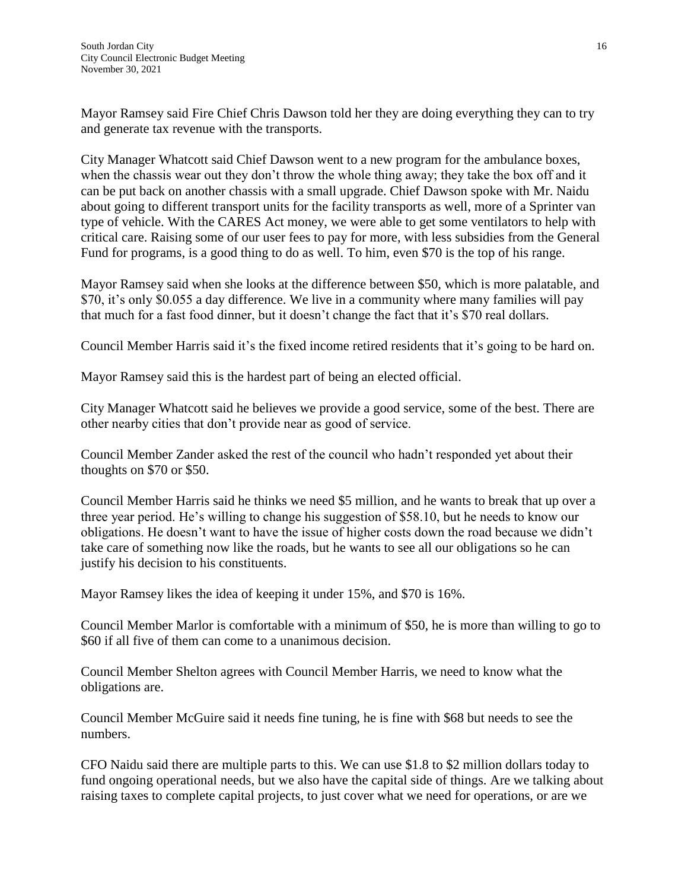Mayor Ramsey said Fire Chief Chris Dawson told her they are doing everything they can to try and generate tax revenue with the transports.

City Manager Whatcott said Chief Dawson went to a new program for the ambulance boxes, when the chassis wear out they don't throw the whole thing away; they take the box off and it can be put back on another chassis with a small upgrade. Chief Dawson spoke with Mr. Naidu about going to different transport units for the facility transports as well, more of a Sprinter van type of vehicle. With the CARES Act money, we were able to get some ventilators to help with critical care. Raising some of our user fees to pay for more, with less subsidies from the General Fund for programs, is a good thing to do as well. To him, even $70 is the top of his range.

Mayor Ramsey said when she looks at the difference between $50, which is more palatable, and $70, it's only $0.055 a day difference. We live in a community where many families will pay that much for a fast food dinner, but it doesn't change the fact that it's $70 real dollars.

Council Member Harris said it's the fixed income retired residents that it's going to be hard on.

Mayor Ramsey said this is the hardest part of being an elected official.

City Manager Whatcott said he believes we provide a good service, some of the best. There are other nearby cities that don't provide near as good of service.

Council Member Zander asked the rest of the council who hadn't responded yet about their thoughts on $70 or $50.

Council Member Harris said he thinks we need $5 million, and he wants to break that up over a three year period. He's willing to change his suggestion of $58.10, but he needs to know our obligations. He doesn't want to have the issue of higher costs down the road because we didn't take care of something now like the roads, but he wants to see all our obligations so he can justify his decision to his constituents.

Mayor Ramsey likes the idea of keeping it under 15%, and $70 is 16%.

Council Member Marlor is comfortable with a minimum of $50, he is more than willing to go to $60 if all five of them can come to a unanimous decision.

Council Member Shelton agrees with Council Member Harris, we need to know what the obligations are.

Council Member McGuire said it needs fine tuning, he is fine with $68 but needs to see the numbers.

CFO Naidu said there are multiple parts to this. We can use $1.8 to $2 million dollars today to fund ongoing operational needs, but we also have the capital side of things. Are we talking about raising taxes to complete capital projects, to just cover what we need for operations, or are we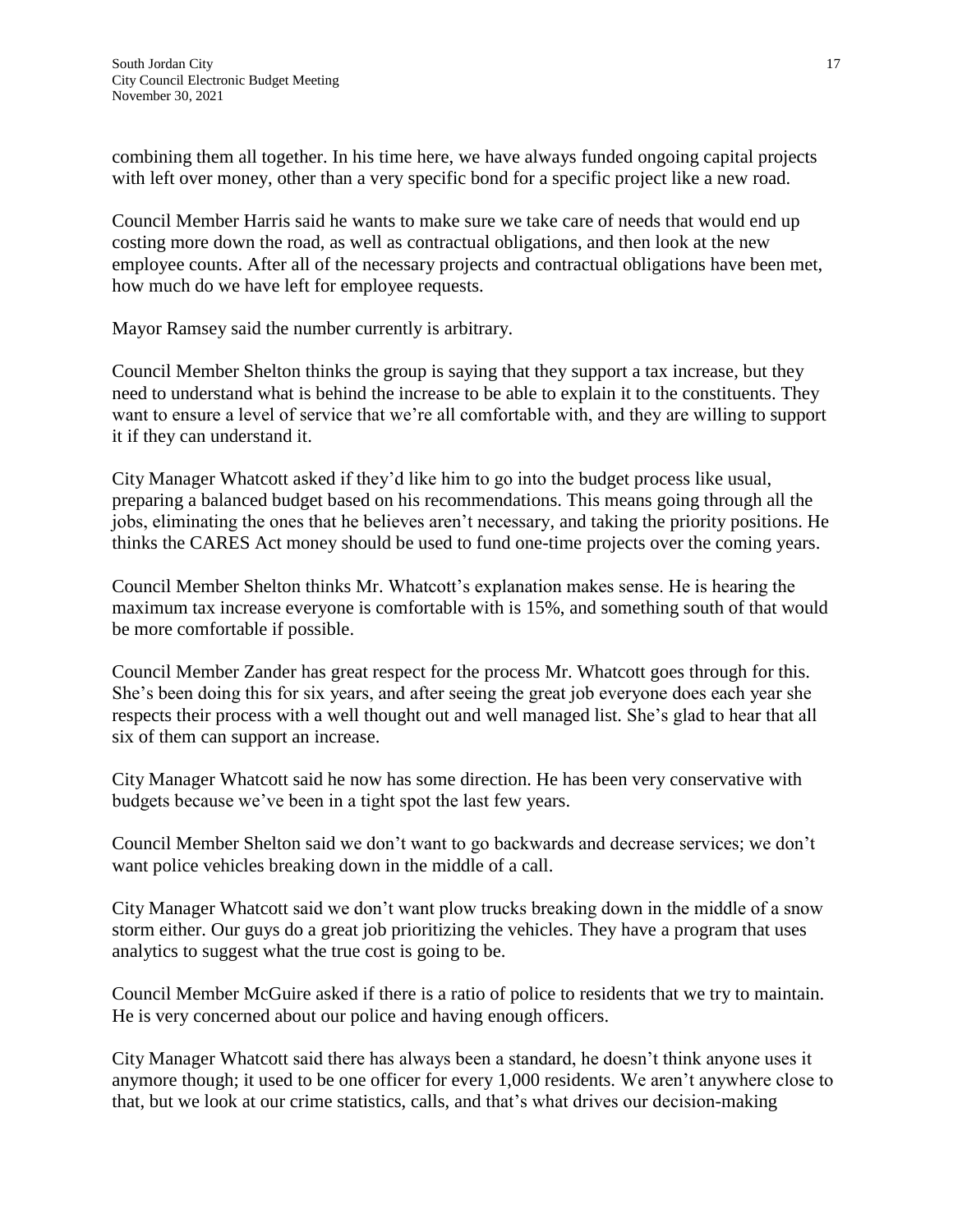combining them all together. In his time here, we have always funded ongoing capital projects with left over money, other than a very specific bond for a specific project like a new road.

Council Member Harris said he wants to make sure we take care of needs that would end up costing more down the road, as well as contractual obligations, and then look at the new employee counts. After all of the necessary projects and contractual obligations have been met, how much do we have left for employee requests.

Mayor Ramsey said the number currently is arbitrary.

Council Member Shelton thinks the group is saying that they support a tax increase, but they need to understand what is behind the increase to be able to explain it to the constituents. They want to ensure a level of service that we're all comfortable with, and they are willing to support it if they can understand it.

City Manager Whatcott asked if they'd like him to go into the budget process like usual, preparing a balanced budget based on his recommendations. This means going through all the jobs, eliminating the ones that he believes aren't necessary, and taking the priority positions. He thinks the CARES Act money should be used to fund one-time projects over the coming years.

Council Member Shelton thinks Mr. Whatcott's explanation makes sense. He is hearing the maximum tax increase everyone is comfortable with is 15%, and something south of that would be more comfortable if possible.

Council Member Zander has great respect for the process Mr. Whatcott goes through for this. She's been doing this for six years, and after seeing the great job everyone does each year she respects their process with a well thought out and well managed list. She's glad to hear that all six of them can support an increase.

City Manager Whatcott said he now has some direction. He has been very conservative with budgets because we've been in a tight spot the last few years.

Council Member Shelton said we don't want to go backwards and decrease services; we don't want police vehicles breaking down in the middle of a call.

City Manager Whatcott said we don't want plow trucks breaking down in the middle of a snow storm either. Our guys do a great job prioritizing the vehicles. They have a program that uses analytics to suggest what the true cost is going to be.

Council Member McGuire asked if there is a ratio of police to residents that we try to maintain. He is very concerned about our police and having enough officers.

City Manager Whatcott said there has always been a standard, he doesn't think anyone uses it anymore though; it used to be one officer for every 1,000 residents. We aren't anywhere close to that, but we look at our crime statistics, calls, and that's what drives our decision-making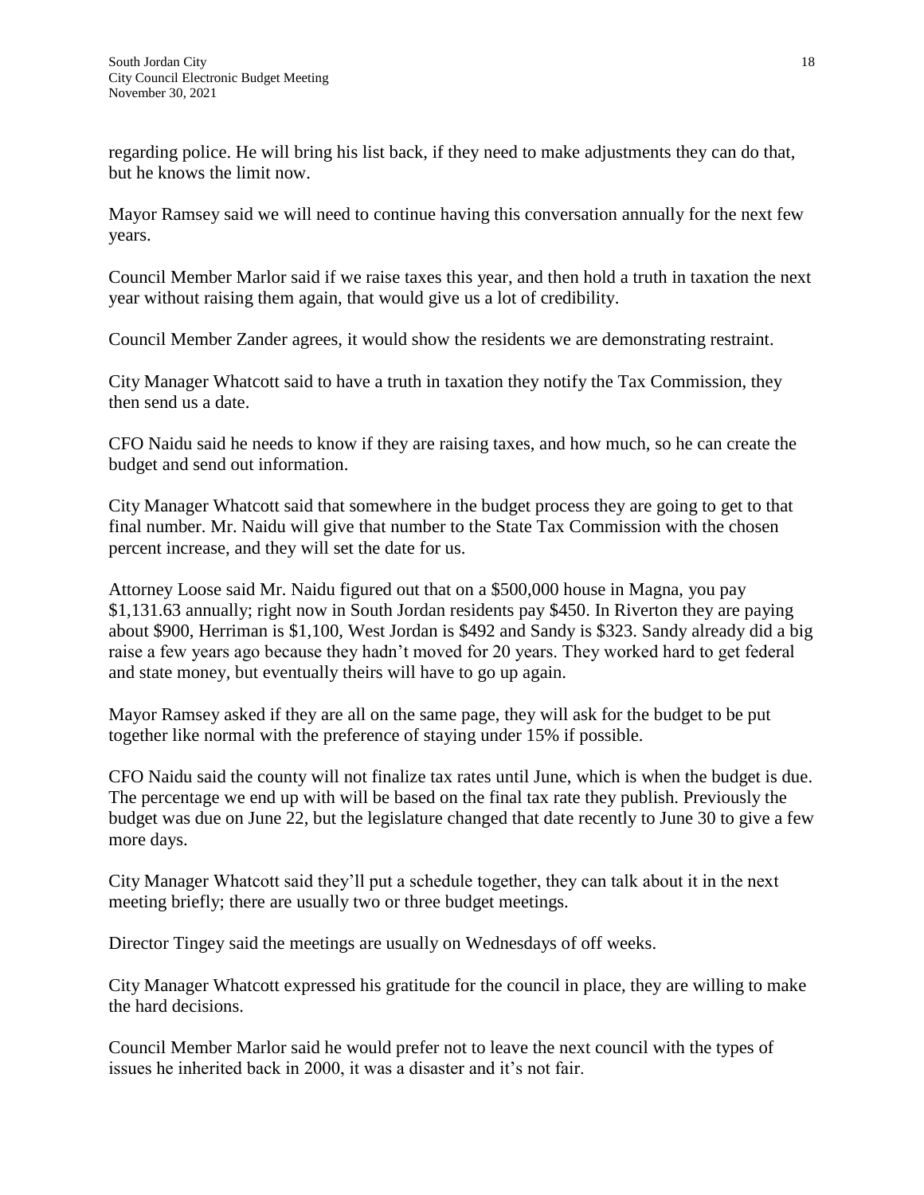regarding police. He will bring his list back, if they need to make adjustments they can do that, but he knows the limit now.

Mayor Ramsey said we will need to continue having this conversation annually for the next few years.

Council Member Marlor said if we raise taxes this year, and then hold a truth in taxation the next year without raising them again, that would give us a lot of credibility.

Council Member Zander agrees, it would show the residents we are demonstrating restraint.

City Manager Whatcott said to have a truth in taxation they notify the Tax Commission, they then send us a date.

CFO Naidu said he needs to know if they are raising taxes, and how much, so he can create the budget and send out information.

City Manager Whatcott said that somewhere in the budget process they are going to get to that final number. Mr. Naidu will give that number to the State Tax Commission with the chosen percent increase, and they will set the date for us.

Attorney Loose said Mr. Naidu figured out that on a $500,000 house in Magna, you pay $1,131.63 annually; right now in South Jordan residents pay $450. In Riverton they are paying about $900, Herriman is $1,100, West Jordan is $492 and Sandy is $323. Sandy already did a big raise a few years ago because they hadn't moved for 20 years. They worked hard to get federal and state money, but eventually theirs will have to go up again.

Mayor Ramsey asked if they are all on the same page, they will ask for the budget to be put together like normal with the preference of staying under 15% if possible.

CFO Naidu said the county will not finalize tax rates until June, which is when the budget is due. The percentage we end up with will be based on the final tax rate they publish. Previously the budget was due on June 22, but the legislature changed that date recently to June 30 to give a few more days.

City Manager Whatcott said they'll put a schedule together, they can talk about it in the next meeting briefly; there are usually two or three budget meetings.

Director Tingey said the meetings are usually on Wednesdays of off weeks.

City Manager Whatcott expressed his gratitude for the council in place, they are willing to make the hard decisions.

Council Member Marlor said he would prefer not to leave the next council with the types of issues he inherited back in 2000, it was a disaster and it's not fair.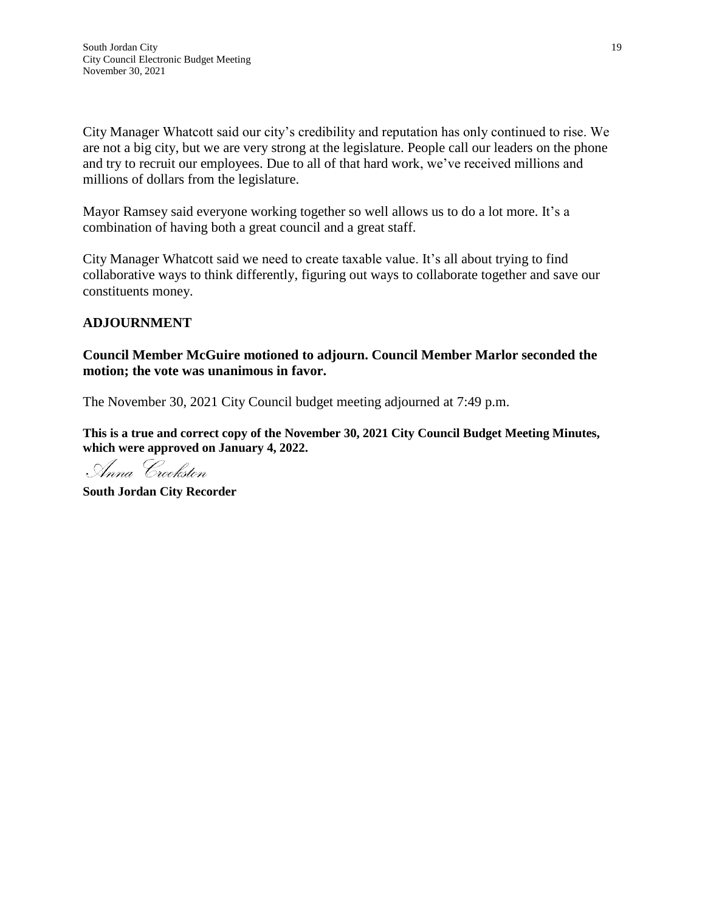City Manager Whatcott said our city's credibility and reputation has only continued to rise. We are not a big city, but we are very strong at the legislature. People call our leaders on the phone and try to recruit our employees. Due to all of that hard work, we've received millions and millions of dollars from the legislature.

Mayor Ramsey said everyone working together so well allows us to do a lot more. It's a combination of having both a great council and a great staff.

City Manager Whatcott said we need to create taxable value. It's all about trying to find collaborative ways to think differently, figuring out ways to collaborate together and save our constituents money.

## ADJOURNMENT

**Council Member McGuire motioned to adjourn. Council Member Marlor seconded the motion; the vote was unanimous in favor.**

The November 30, 2021 City Council budget meeting adjourned at 7:49 p.m.

**This is a true and correct copy of the November 30, 2021 City Council Budget Meeting Minutes, which were approved on January 4, 2022.**

*Anna Crookston*

**South Jordan City Recorder**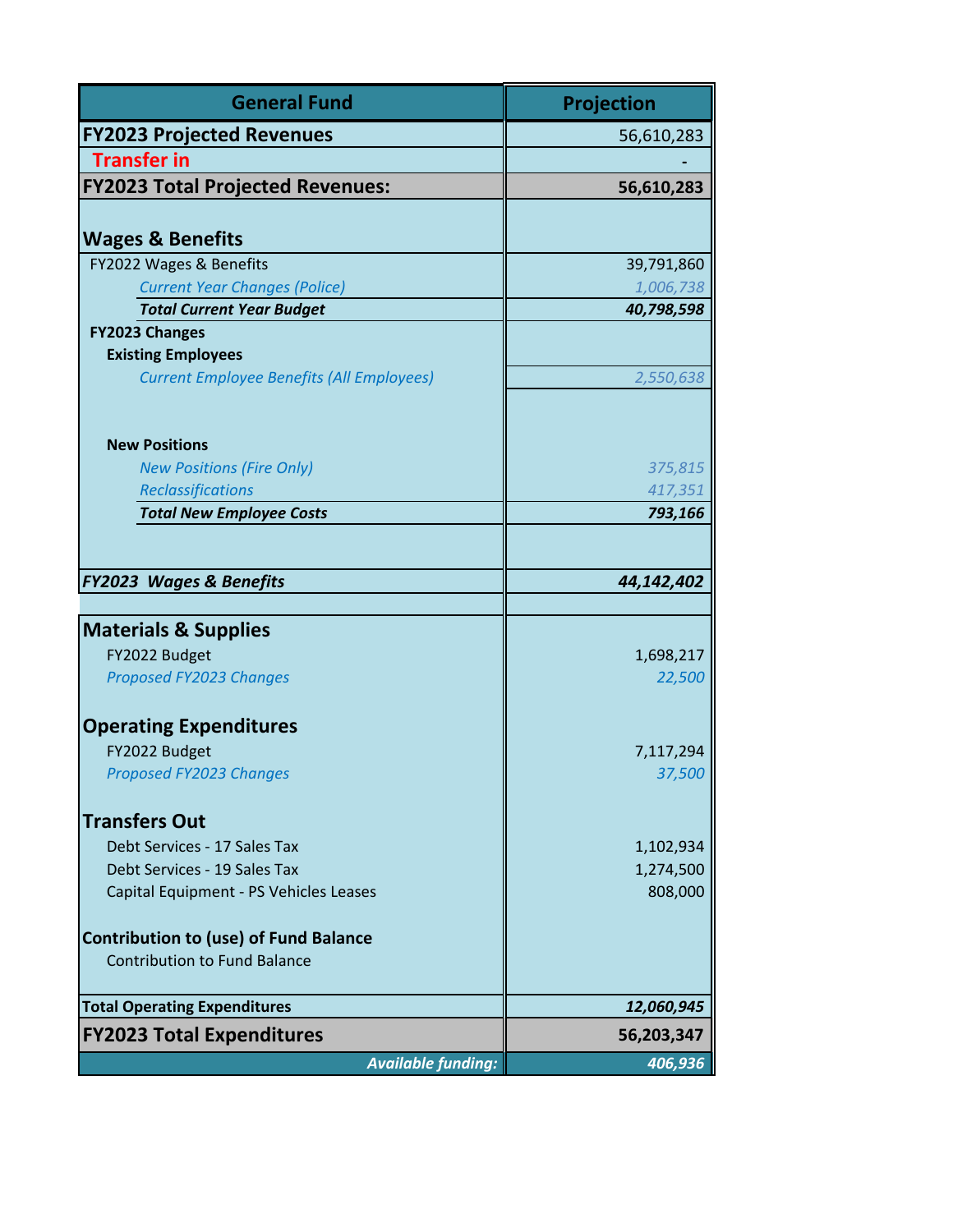| General Fund | Projection |
|---|---|
| **FY2023 Projected Revenues** | 56,610,283 |
| **Transfer in** | - |
| **FY2023 Total Projected Revenues:** | **56,610,283** |
| | |
| **Wages & Benefits** | |
| FY2022 Wages & Benefits | 39,791,860 |
| *Current Year Changes (Police)* | *1,006,738* |
| ***Total Current Year Budget*** | ***40,798,598*** |
| **FY2023 Changes** | |
| **Existing Employees** | |
| *Current Employee Benefits (All Employees)* | *2,550,638* |
| | |
| **New Positions** | |
| *New Positions (Fire Only)* | *375,815* |
| *Reclassifications* | *417,351* |
| ***Total New Employee Costs*** | ***793,166*** |
| | |
| ***FY2023 Wages & Benefits*** | ***44,142,402*** |
| | |
| **Materials & Supplies** | |
| FY2022 Budget | 1,698,217 |
| *Proposed FY2023 Changes* | *22,500* |
| | |
| **Operating Expenditures** | |
| FY2022 Budget | 7,117,294 |
| *Proposed FY2023 Changes* | *37,500* |
| | |
| **Transfers Out** | |
| Debt Services - 17 Sales Tax | 1,102,934 |
| Debt Services - 19 Sales Tax | 1,274,500 |
| Capital Equipment - PS Vehicles Leases | 808,000 |
| | |
| **Contribution to (use) of Fund Balance** | |
| Contribution to Fund Balance | |
| | |
| **Total Operating Expenditures** | ***12,060,945*** |
| **FY2023 Total Expenditures** | **56,203,347** |
| ***Available funding:*** | ***406,936*** |